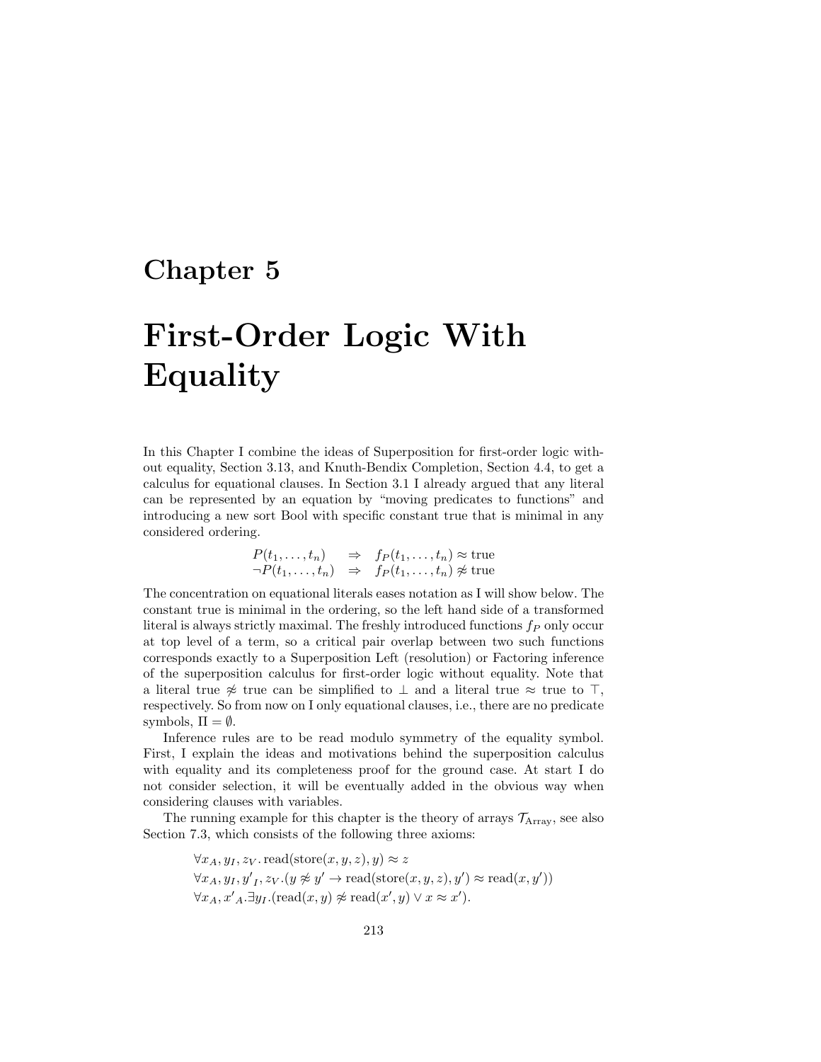# Chapter 5

# First-Order Logic With Equality

In this Chapter I combine the ideas of Superposition for first-order logic without equality, Section 3.13, and Knuth-Bendix Completion, Section 4.4, to get a calculus for equational clauses. In Section 3.1 I already argued that any literal can be represented by an equation by "moving predicates to functions" and introducing a new sort Bool with specific constant true that is minimal in any considered ordering.

$$
\begin{array}{lcl}
P(t_1, \ldots, t_n) & \Rightarrow & f_P(t_1, \ldots, t_n) \approx \text{true} \\
\neg P(t_1, \ldots, t_n) & \Rightarrow & f_P(t_1, \ldots, t_n) \not\approx \text{true}
\end{array}
$$

The concentration on equational literals eases notation as I will show below. The constant true is minimal in the ordering, so the left hand side of a transformed literal is always strictly maximal. The freshly introduced functions $f_P$ only occur at top level of a term, so a critical pair overlap between two such functions corresponds exactly to a Superposition Left (resolution) or Factoring inference of the superposition calculus for first-order logic without equality. Note that a literal true $\not\approx$ true can be simplified to $\bot$ and a literal true $\approx$ true to $\top$, respectively. So from now on I only equational clauses, i.e., there are no predicate symbols, $\Pi = \emptyset$.

Inference rules are to be read modulo symmetry of the equality symbol. First, I explain the ideas and motivations behind the superposition calculus with equality and its completeness proof for the ground case. At start I do not consider selection, it will be eventually added in the obvious way when considering clauses with variables.

The running example for this chapter is the theory of arrays $\mathcal{T}_{\text{Array}}$, see also Section 7.3, which consists of the following three axioms:

$$
\begin{array}{l}
\forall x_A, y_I, z_V . \operatorname{read}(\operatorname{store}(x, y, z), y) \approx z \\
\forall x_A, y_I, y'_I, z_V . (y \not\approx y' \rightarrow \operatorname{read}(\operatorname{store}(x, y, z), y') \approx \operatorname{read}(x, y')) \\
\forall x_A, x'_A . \exists y_I . (\operatorname{read}(x, y) \not\approx \operatorname{read}(x', y) \vee x \approx x').
\end{array}
$$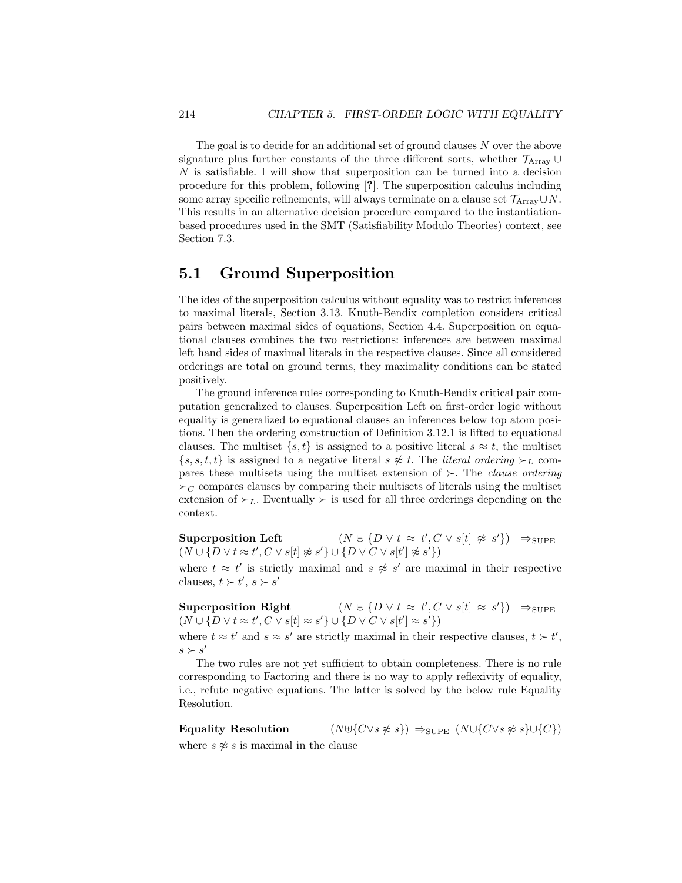The goal is to decide for an additional set of ground clauses $N$ over the above signature plus further constants of the three different sorts, whether $\mathcal{T}_{\text{Array}} \cup N$ is satisfiable. I will show that superposition can be turned into a decision procedure for this problem, following [?]. The superposition calculus including some array specific refinements, will always terminate on a clause set $\mathcal{T}_{\text{Array}} \cup N$. This results in an alternative decision procedure compared to the instantiation-based procedures used in the SMT (Satisfiability Modulo Theories) context, see Section 7.3.

## 5.1 Ground Superposition

The idea of the superposition calculus without equality was to restrict inferences to maximal literals, Section 3.13. Knuth-Bendix completion considers critical pairs between maximal sides of equations, Section 4.4. Superposition on equational clauses combines the two restrictions: inferences are between maximal left hand sides of maximal literals in the respective clauses. Since all considered orderings are total on ground terms, they maximality conditions can be stated positively.

The ground inference rules corresponding to Knuth-Bendix critical pair computation generalized to clauses. Superposition Left on first-order logic without equality is generalized to equational clauses an inferences below top atom positions. Then the ordering construction of Definition 3.12.1 is lifted to equational clauses. The multiset $\{s, t\}$ is assigned to a positive literal $s \approx t$, the multiset $\{s, s, t, t\}$ is assigned to a negative literal $s \not\approx t$. The *literal ordering* $\succ_L$ compares these multisets using the multiset extension of $\succ$. The *clause ordering* $\succ_C$ compares clauses by comparing their multisets of literals using the multiset extension of $\succ_L$. Eventually $\succ$ is used for all three orderings depending on the context.

**Superposition Left** $\quad (N \uplus \{D \vee t \approx t', C \vee s[t] \not\approx s'\}) \Rightarrow_{\text{SUPE}} (N \cup \{D \vee t \approx t', C \vee s[t] \not\approx s'\} \cup \{D \vee C \vee s[t'] \not\approx s'\})$

where $t \approx t'$ is strictly maximal and $s \not\approx s'$ are maximal in their respective clauses, $t \succ t'$, $s \succ s'$

**Superposition Right** $\quad (N \uplus \{D \vee t \approx t', C \vee s[t] \approx s'\}) \Rightarrow_{\text{SUPE}} (N \cup \{D \vee t \approx t', C \vee s[t] \approx s'\} \cup \{D \vee C \vee s[t'] \approx s'\})$

where $t \approx t'$ and $s \approx s'$ are strictly maximal in their respective clauses, $t \succ t'$, $s \succ s'$

The two rules are not yet sufficient to obtain completeness. There is no rule corresponding to Factoring and there is no way to apply reflexivity of equality, i.e., refute negative equations. The latter is solved by the below rule Equality Resolution.

**Equality Resolution** $\quad (N \uplus \{C \vee s \not\approx s\}) \Rightarrow_{\text{SUPE}} (N \cup \{C \vee s \not\approx s\} \cup \{C\})$

where $s \not\approx s$ is maximal in the clause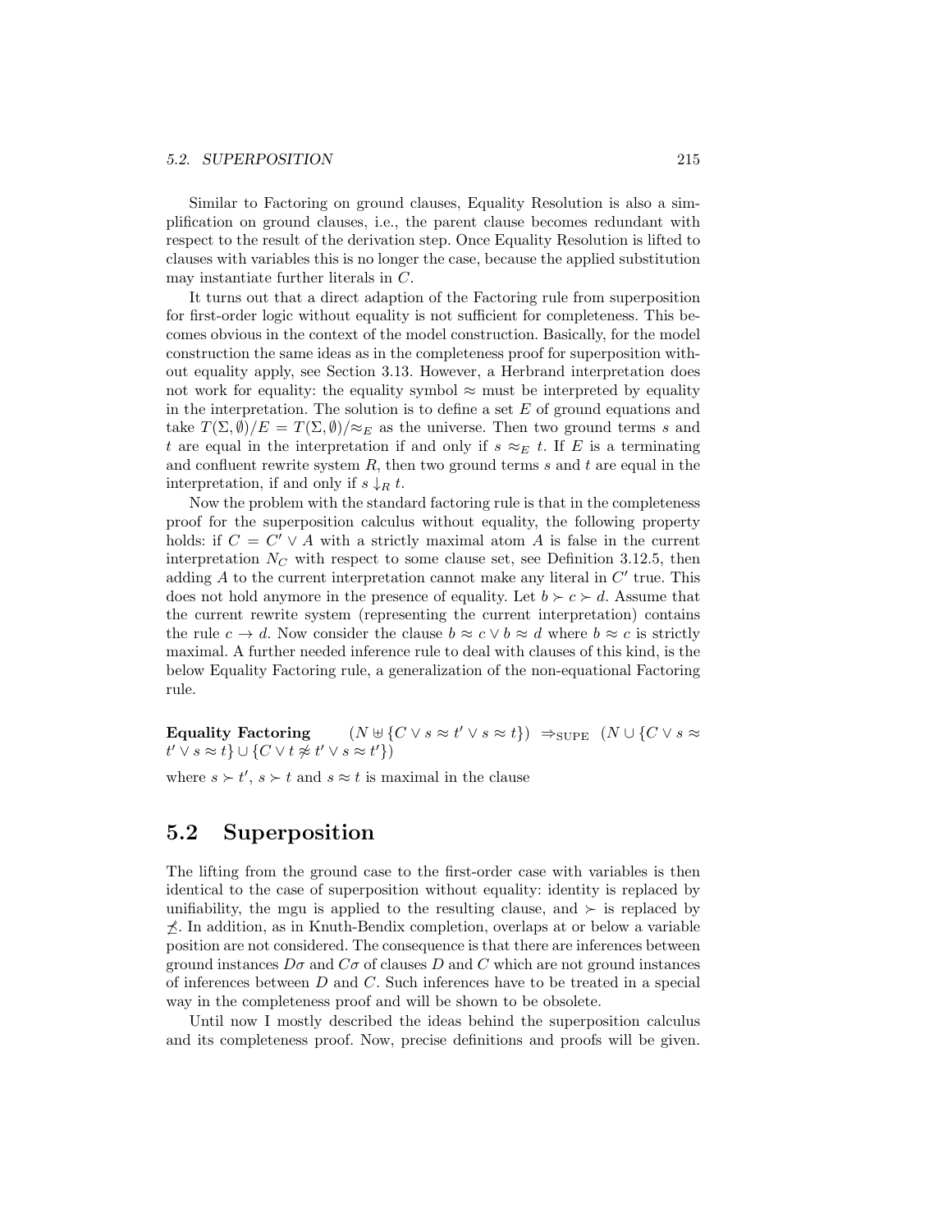Similar to Factoring on ground clauses, Equality Resolution is also a simplification on ground clauses, i.e., the parent clause becomes redundant with respect to the result of the derivation step. Once Equality Resolution is lifted to clauses with variables this is no longer the case, because the applied substitution may instantiate further literals in $C$.

It turns out that a direct adaption of the Factoring rule from superposition for first-order logic without equality is not sufficient for completeness. This becomes obvious in the context of the model construction. Basically, for the model construction the same ideas as in the completeness proof for superposition without equality apply, see Section 3.13. However, a Herbrand interpretation does not work for equality: the equality symbol $\approx$ must be interpreted by equality in the interpretation. The solution is to define a set $E$ of ground equations and take $T(\Sigma, \emptyset)/E = T(\Sigma, \emptyset)/{\approx_E}$ as the universe. Then two ground terms $s$ and $t$ are equal in the interpretation if and only if $s \approx_E t$. If $E$ is a terminating and confluent rewrite system $R$, then two ground terms $s$ and $t$ are equal in the interpretation, if and only if $s \downarrow_R t$.

Now the problem with the standard factoring rule is that in the completeness proof for the superposition calculus without equality, the following property holds: if $C = C' \vee A$ with a strictly maximal atom $A$ is false in the current interpretation $N_C$ with respect to some clause set, see Definition 3.12.5, then adding $A$ to the current interpretation cannot make any literal in $C'$ true. This does not hold anymore in the presence of equality. Let $b \succ c \succ d$. Assume that the current rewrite system (representing the current interpretation) contains the rule $c \rightarrow d$. Now consider the clause $b \approx c \vee b \approx d$ where $b \approx c$ is strictly maximal. A further needed inference rule to deal with clauses of this kind, is the below Equality Factoring rule, a generalization of the non-equational Factoring rule.

**Equality Factoring** $\quad (N \uplus \{C \vee s \approx t' \vee s \approx t\}) \;\Rightarrow_{\text{SUPE}}\; (N \cup \{C \vee s \approx t' \vee s \approx t\} \cup \{C \vee t \not\approx t' \vee s \approx t'\})$

where $s \succ t'$, $s \succ t$ and $s \approx t$ is maximal in the clause

## 5.2 Superposition

The lifting from the ground case to the first-order case with variables is then identical to the case of superposition without equality: identity is replaced by unifiability, the mgu is applied to the resulting clause, and $\succ$ is replaced by $\not\preceq$. In addition, as in Knuth-Bendix completion, overlaps at or below a variable position are not considered. The consequence is that there are inferences between ground instances $D\sigma$ and $C\sigma$ of clauses $D$ and $C$ which are not ground instances of inferences between $D$ and $C$. Such inferences have to be treated in a special way in the completeness proof and will be shown to be obsolete.

Until now I mostly described the ideas behind the superposition calculus and its completeness proof. Now, precise definitions and proofs will be given.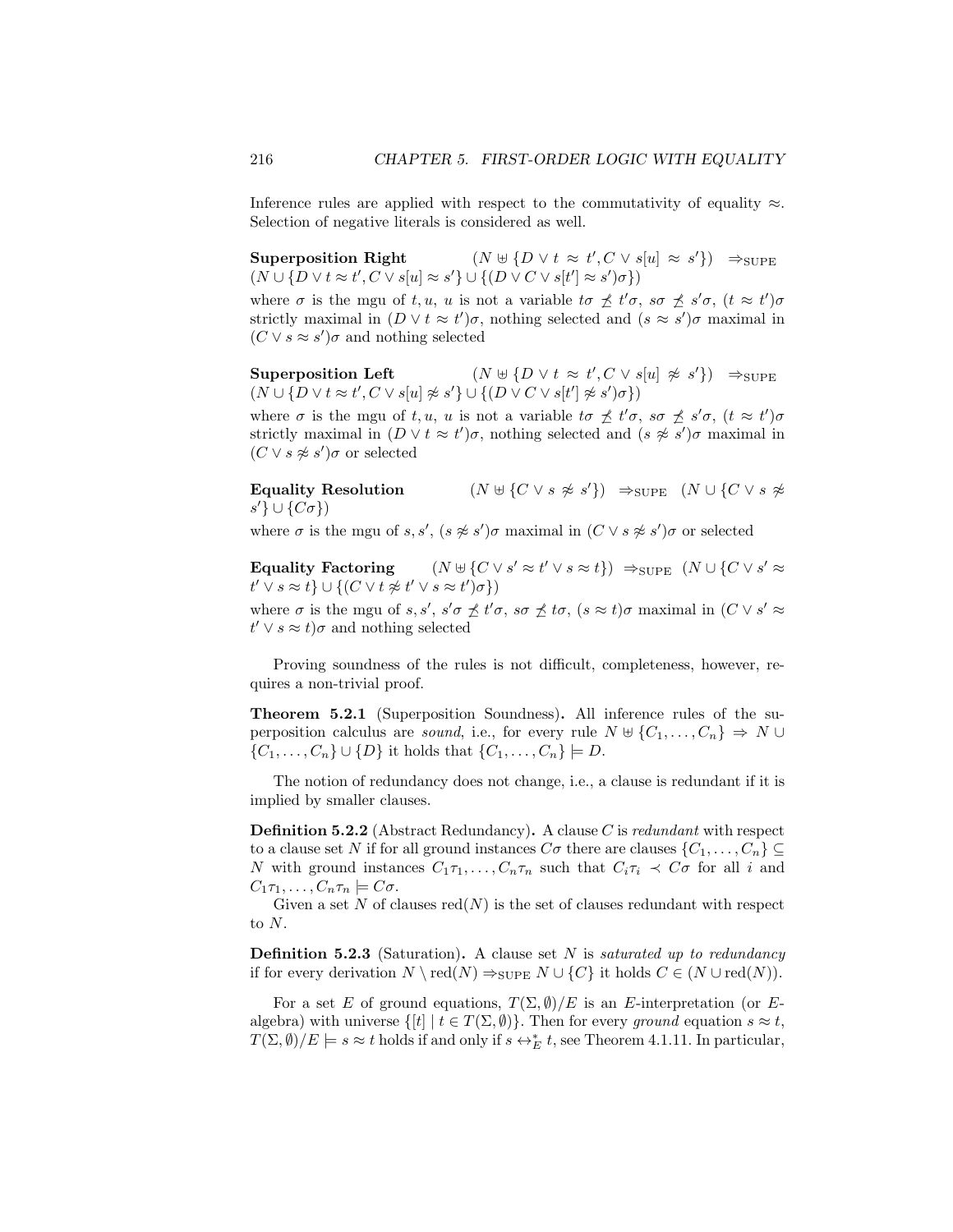Inference rules are applied with respect to the commutativity of equality $\approx$. Selection of negative literals is considered as well.

**Superposition Right** $(N \uplus \{D \lor t \approx t', C \lor s[u] \approx s'\}) \Rightarrow_{\text{SUPE}} (N \cup \{D \lor t \approx t', C \lor s[u] \approx s'\} \cup \{(D \lor C \lor s[t'] \approx s')\sigma\})$

where $\sigma$ is the mgu of $t, u$, $u$ is not a variable $t\sigma \not\preceq t'\sigma$, $s\sigma \not\preceq s'\sigma$, $(t \approx t')\sigma$ strictly maximal in $(D \lor t \approx t')\sigma$, nothing selected and $(s \approx s')\sigma$ maximal in $(C \lor s \approx s')\sigma$ and nothing selected

**Superposition Left** $(N \uplus \{D \lor t \approx t', C \lor s[u] \not\approx s'\}) \Rightarrow_{\text{SUPE}} (N \cup \{D \lor t \approx t', C \lor s[u] \not\approx s'\} \cup \{(D \lor C \lor s[t'] \not\approx s')\sigma\})$

where $\sigma$ is the mgu of $t, u$, $u$ is not a variable $t\sigma \not\preceq t'\sigma$, $s\sigma \not\preceq s'\sigma$, $(t \approx t')\sigma$ strictly maximal in $(D \lor t \approx t')\sigma$, nothing selected and $(s \not\approx s')\sigma$ maximal in $(C \lor s \not\approx s')\sigma$ or selected

**Equality Resolution** $(N \uplus \{C \lor s \not\approx s'\}) \Rightarrow_{\text{SUPE}} (N \cup \{C \lor s \not\approx s'\} \cup \{C\sigma\})$

where $\sigma$ is the mgu of $s, s'$, $(s \not\approx s')\sigma$ maximal in $(C \lor s \not\approx s')\sigma$ or selected

**Equality Factoring** $(N \uplus \{C \lor s' \approx t' \lor s \approx t\}) \Rightarrow_{\text{SUPE}} (N \cup \{C \lor s' \approx t' \lor s \approx t\} \cup \{(C \lor t \not\approx t' \lor s \approx t')\sigma\})$

where $\sigma$ is the mgu of $s, s'$, $s'\sigma \not\preceq t'\sigma$, $s\sigma \not\preceq t\sigma$, $(s \approx t)\sigma$ maximal in $(C \lor s' \approx t' \lor s \approx t)\sigma$ and nothing selected

Proving soundness of the rules is not difficult, completeness, however, requires a non-trivial proof.

**Theorem 5.2.1** (Superposition Soundness)**.** All inference rules of the superposition calculus are *sound*, i.e., for every rule $N \uplus \{C_1, \ldots, C_n\} \Rightarrow N \cup \{C_1, \ldots, C_n\} \cup \{D\}$ it holds that $\{C_1, \ldots, C_n\} \models D$.

The notion of redundancy does not change, i.e., a clause is redundant if it is implied by smaller clauses.

**Definition 5.2.2** (Abstract Redundancy)**.** A clause $C$ is *redundant* with respect to a clause set $N$ if for all ground instances $C\sigma$ there are clauses $\{C_1, \ldots, C_n\} \subseteq N$ with ground instances $C_1\tau_1, \ldots, C_n\tau_n$ such that $C_i\tau_i \prec C\sigma$ for all $i$ and $C_1\tau_1, \ldots, C_n\tau_n \models C\sigma$.

Given a set $N$ of clauses $\operatorname{red}(N)$ is the set of clauses redundant with respect to $N$.

**Definition 5.2.3** (Saturation)**.** A clause set $N$ is *saturated up to redundancy* if for every derivation $N \setminus \operatorname{red}(N) \Rightarrow_{\text{SUPE}} N \cup \{C\}$ it holds $C \in (N \cup \operatorname{red}(N))$.

For a set $E$ of ground equations, $T(\Sigma, \emptyset)/E$ is an $E$-interpretation (or $E$-algebra) with universe $\{[t] \mid t \in T(\Sigma, \emptyset)\}$. Then for every *ground* equation $s \approx t$, $T(\Sigma, \emptyset)/E \models s \approx t$ holds if and only if $s \leftrightarrow_E^* t$, see Theorem 4.1.11. In particular,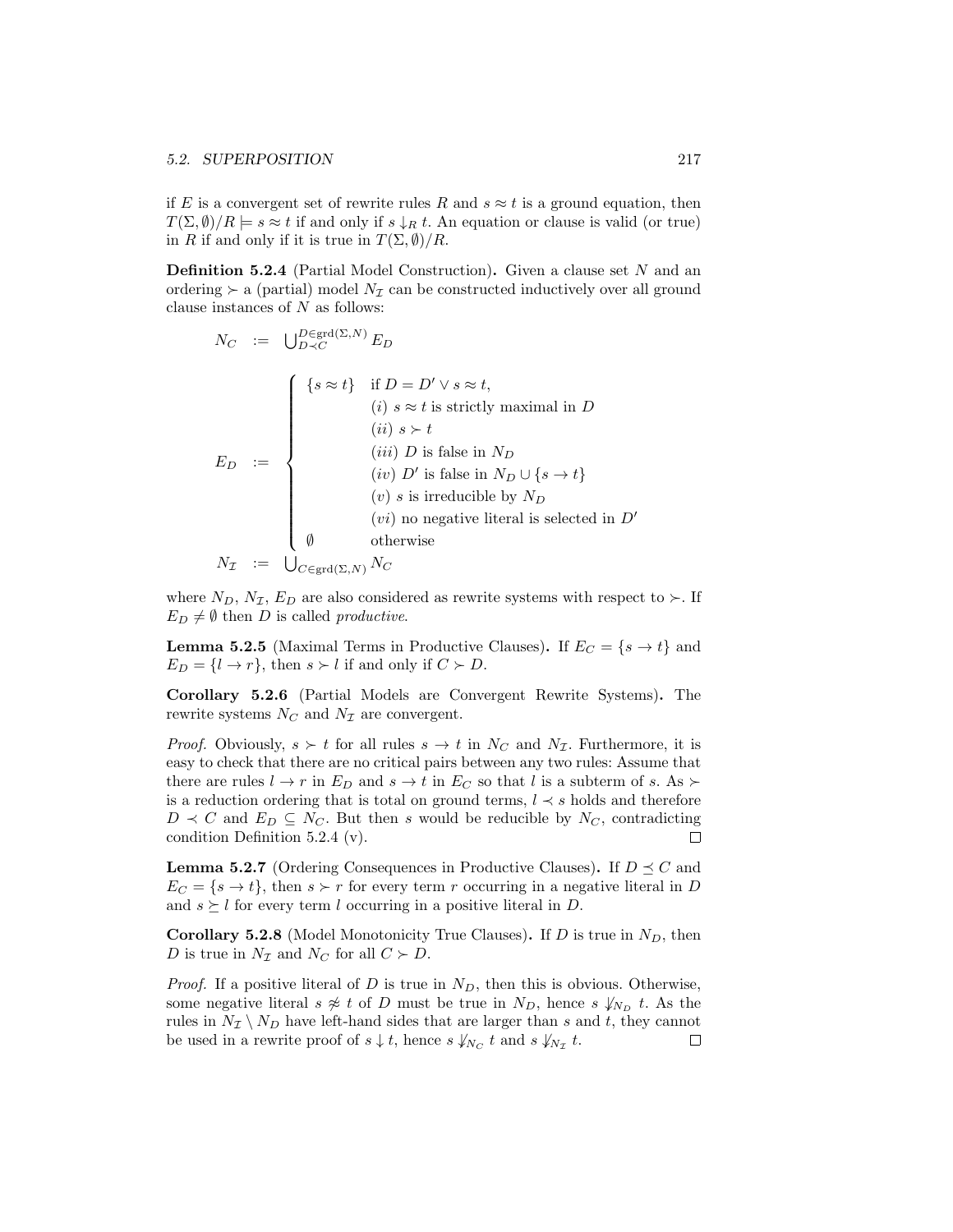if $E$ is a convergent set of rewrite rules $R$ and $s \approx t$ is a ground equation, then $T(\Sigma, \emptyset)/R \models s \approx t$ if and only if $s \downarrow_R t$. An equation or clause is valid (or true) in $R$ if and only if it is true in $T(\Sigma, \emptyset)/R$.

**Definition 5.2.4** (Partial Model Construction)**.** Given a clause set $N$ and an ordering $\succ$ a (partial) model $N_\mathcal{I}$ can be constructed inductively over all ground clause instances of $N$ as follows:

$$
\begin{array}{lcl}
N_C & := & \bigcup_{D \prec C}^{D \in \mathrm{grd}(\Sigma, N)} E_D \\[2ex]
E_D & := & \left\{ \begin{array}{ll}
\{s \approx t\} & \text{if } D = D' \vee s \approx t, \\
 & (i)\ s \approx t \text{ is strictly maximal in } D \\
 & (ii)\ s \succ t \\
 & (iii)\ D \text{ is false in } N_D \\
 & (iv)\ D' \text{ is false in } N_D \cup \{s \to t\} \\
 & (v)\ s \text{ is irreducible by } N_D \\
 & (vi) \text{ no negative literal is selected in } D' \\
\emptyset & \text{otherwise}
\end{array} \right. \\[2ex]
N_\mathcal{I} & := & \bigcup_{C \in \mathrm{grd}(\Sigma, N)} N_C
\end{array}
$$

where $N_D$, $N_\mathcal{I}$, $E_D$ are also considered as rewrite systems with respect to $\succ$. If $E_D \neq \emptyset$ then $D$ is called *productive*.

**Lemma 5.2.5** (Maximal Terms in Productive Clauses)**.** If $E_C = \{s \to t\}$ and $E_D = \{l \to r\}$, then $s \succ l$ if and only if $C \succ D$.

**Corollary 5.2.6** (Partial Models are Convergent Rewrite Systems)**.** The rewrite systems $N_C$ and $N_\mathcal{I}$ are convergent.

*Proof.* Obviously, $s \succ t$ for all rules $s \to t$ in $N_C$ and $N_\mathcal{I}$. Furthermore, it is easy to check that there are no critical pairs between any two rules: Assume that there are rules $l \to r$ in $E_D$ and $s \to t$ in $E_C$ so that $l$ is a subterm of $s$. As $\succ$ is a reduction ordering that is total on ground terms, $l \prec s$ holds and therefore $D \prec C$ and $E_D \subseteq N_C$. But then $s$ would be reducible by $N_C$, contradicting condition Definition 5.2.4 (v). $\square$

**Lemma 5.2.7** (Ordering Consequences in Productive Clauses)**.** If $D \preceq C$ and $E_C = \{s \to t\}$, then $s \succ r$ for every term $r$ occurring in a negative literal in $D$ and $s \succeq l$ for every term $l$ occurring in a positive literal in $D$.

**Corollary 5.2.8** (Model Monotonicity True Clauses)**.** If $D$ is true in $N_D$, then $D$ is true in $N_\mathcal{I}$ and $N_C$ for all $C \succ D$.

*Proof.* If a positive literal of $D$ is true in $N_D$, then this is obvious. Otherwise, some negative literal $s \not\approx t$ of $D$ must be true in $N_D$, hence $s \not\downarrow_{N_D} t$. As the rules in $N_\mathcal{I} \setminus N_D$ have left-hand sides that are larger than $s$ and $t$, they cannot be used in a rewrite proof of $s \downarrow t$, hence $s \not\downarrow_{N_C} t$ and $s \not\downarrow_{N_\mathcal{I}} t$. $\square$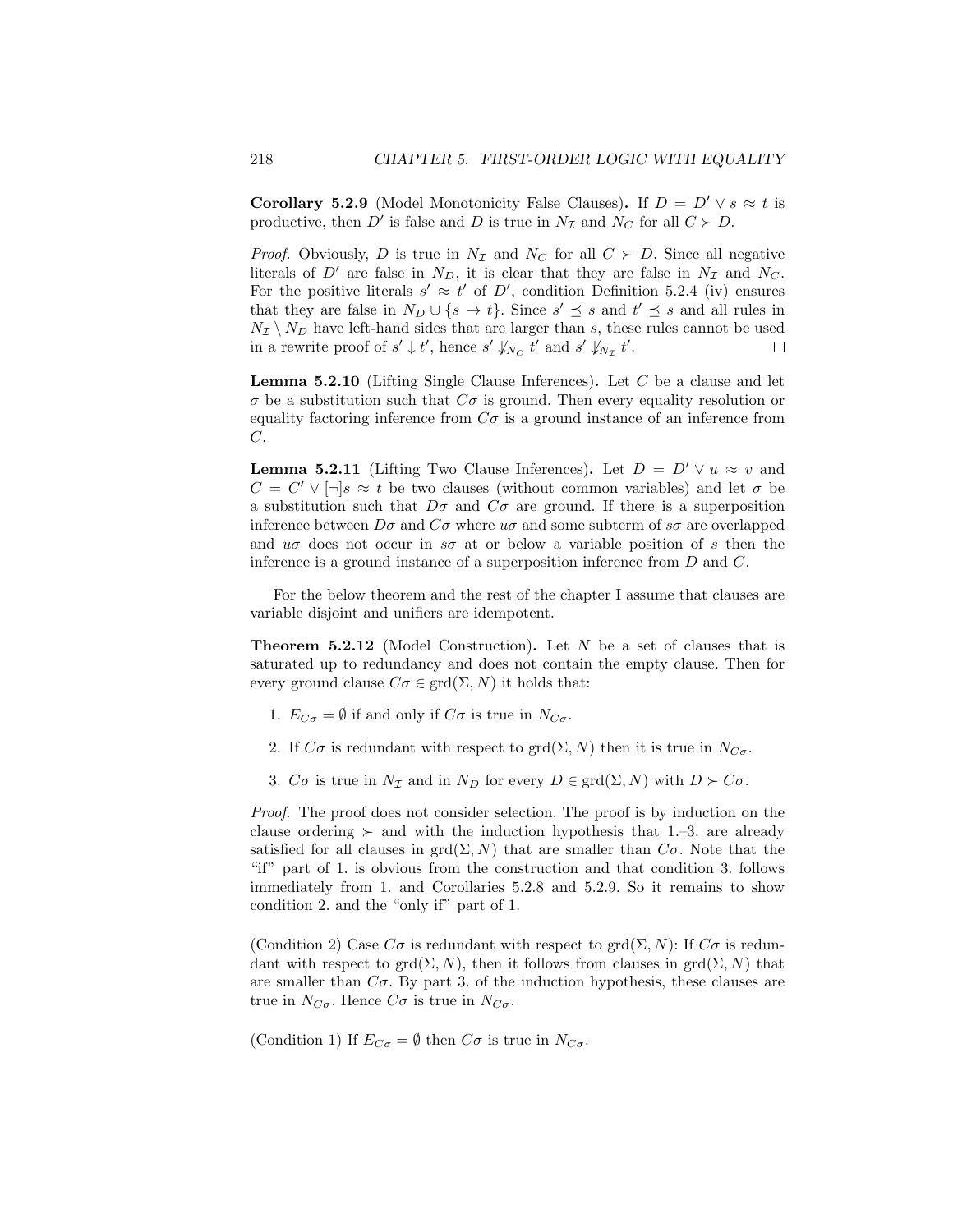**Corollary 5.2.9** (Model Monotonicity False Clauses)**.** If $D = D' \vee s \approx t$ is productive, then $D'$ is false and $D$ is true in $N_{\mathcal{I}}$ and $N_C$ for all $C \succ D$.

*Proof.* Obviously, $D$ is true in $N_{\mathcal{I}}$ and $N_C$ for all $C \succ D$. Since all negative literals of $D'$ are false in $N_D$, it is clear that they are false in $N_{\mathcal{I}}$ and $N_C$. For the positive literals $s' \approx t'$ of $D'$, condition Definition 5.2.4 (iv) ensures that they are false in $N_D \cup \{s \rightarrow t\}$. Since $s' \preceq s$ and $t' \preceq s$ and all rules in $N_{\mathcal{I}} \setminus N_D$ have left-hand sides that are larger than $s$, these rules cannot be used in a rewrite proof of $s' \downarrow t'$, hence $s' \not\downarrow_{N_C} t'$ and $s' \not\downarrow_{N_{\mathcal{I}}} t'$. $\square$

**Lemma 5.2.10** (Lifting Single Clause Inferences)**.** Let $C$ be a clause and let $\sigma$ be a substitution such that $C\sigma$ is ground. Then every equality resolution or equality factoring inference from $C\sigma$ is a ground instance of an inference from $C$.

**Lemma 5.2.11** (Lifting Two Clause Inferences)**.** Let $D = D' \vee u \approx v$ and $C = C' \vee [\neg]s \approx t$ be two clauses (without common variables) and let $\sigma$ be a substitution such that $D\sigma$ and $C\sigma$ are ground. If there is a superposition inference between $D\sigma$ and $C\sigma$ where $u\sigma$ and some subterm of $s\sigma$ are overlapped and $u\sigma$ does not occur in $s\sigma$ at or below a variable position of $s$ then the inference is a ground instance of a superposition inference from $D$ and $C$.

For the below theorem and the rest of the chapter I assume that clauses are variable disjoint and unifiers are idempotent.

**Theorem 5.2.12** (Model Construction)**.** Let $N$ be a set of clauses that is saturated up to redundancy and does not contain the empty clause. Then for every ground clause $C\sigma \in \operatorname{grd}(\Sigma, N)$ it holds that:

1. $E_{C\sigma} = \emptyset$ if and only if $C\sigma$ is true in $N_{C\sigma}$.
2. If $C\sigma$ is redundant with respect to $\operatorname{grd}(\Sigma, N)$ then it is true in $N_{C\sigma}$.
3. $C\sigma$ is true in $N_{\mathcal{I}}$ and in $N_D$ for every $D \in \operatorname{grd}(\Sigma, N)$ with $D \succ C\sigma$.

*Proof.* The proof does not consider selection. The proof is by induction on the clause ordering $\succ$ and with the induction hypothesis that 1.–3. are already satisfied for all clauses in $\operatorname{grd}(\Sigma, N)$ that are smaller than $C\sigma$. Note that the "if" part of 1. is obvious from the construction and that condition 3. follows immediately from 1. and Corollaries 5.2.8 and 5.2.9. So it remains to show condition 2. and the "only if" part of 1.

(Condition 2) Case $C\sigma$ is redundant with respect to $\operatorname{grd}(\Sigma, N)$: If $C\sigma$ is redundant with respect to $\operatorname{grd}(\Sigma, N)$, then it follows from clauses in $\operatorname{grd}(\Sigma, N)$ that are smaller than $C\sigma$. By part 3. of the induction hypothesis, these clauses are true in $N_{C\sigma}$. Hence $C\sigma$ is true in $N_{C\sigma}$.

(Condition 1) If $E_{C\sigma} = \emptyset$ then $C\sigma$ is true in $N_{C\sigma}$.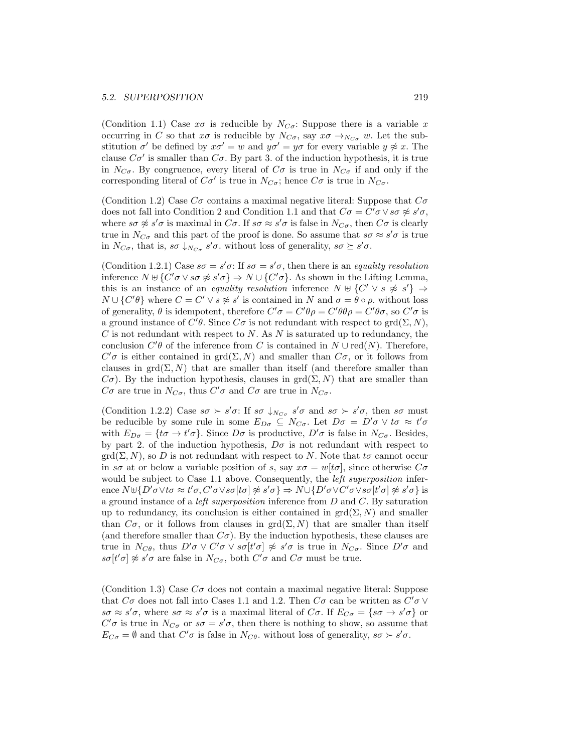(Condition 1.1) Case $x\sigma$ is reducible by $N_{C\sigma}$: Suppose there is a variable $x$ occurring in $C$ so that $x\sigma$ is reducible by $N_{C\sigma}$, say $x\sigma \rightarrow_{N_{C\sigma}} w$. Let the substitution $\sigma'$ be defined by $x\sigma' = w$ and $y\sigma' = y\sigma$ for every variable $y \not\approx x$. The clause $C\sigma'$ is smaller than $C\sigma$. By part 3. of the induction hypothesis, it is true in $N_{C\sigma}$. By congruence, every literal of $C\sigma$ is true in $N_{C\sigma}$ if and only if the corresponding literal of $C\sigma'$ is true in $N_{C\sigma}$; hence $C\sigma$ is true in $N_{C\sigma}$.

(Condition 1.2) Case $C\sigma$ contains a maximal negative literal: Suppose that $C\sigma$ does not fall into Condition 2 and Condition 1.1 and that $C\sigma = C'\sigma \vee s\sigma \not\approx s'\sigma$, where $s\sigma \not\approx s'\sigma$ is maximal in $C\sigma$. If $s\sigma \approx s'\sigma$ is false in $N_{C\sigma}$, then $C\sigma$ is clearly true in $N_{C\sigma}$ and this part of the proof is done. So assume that $s\sigma \approx s'\sigma$ is true in $N_{C\sigma}$, that is, $s\sigma \downarrow_{N_{C\sigma}} s'\sigma$. without loss of generality, $s\sigma \succeq s'\sigma$.

(Condition 1.2.1) Case $s\sigma = s'\sigma$: If $s\sigma = s'\sigma$, then there is an *equality resolution* inference $N \uplus \{C'\sigma \vee s\sigma \not\approx s'\sigma\} \Rightarrow N \cup \{C'\sigma\}$. As shown in the Lifting Lemma, this is an instance of an *equality resolution* inference $N \uplus \{C' \vee s \not\approx s'\} \Rightarrow N \cup \{C'\theta\}$ where $C = C' \vee s \not\approx s'$ is contained in $N$ and $\sigma = \theta \circ \rho$. without loss of generality, $\theta$ is idempotent, therefore $C'\sigma = C'\theta\rho = C'\theta\theta\rho = C'\theta\sigma$, so $C'\sigma$ is a ground instance of $C'\theta$. Since $C\sigma$ is not redundant with respect to $\text{grd}(\Sigma, N)$, $C$ is not redundant with respect to $N$. As $N$ is saturated up to redundancy, the conclusion $C'\theta$ of the inference from $C$ is contained in $N \cup \text{red}(N)$. Therefore, $C'\sigma$ is either contained in $\text{grd}(\Sigma, N)$ and smaller than $C\sigma$, or it follows from clauses in $\text{grd}(\Sigma, N)$ that are smaller than itself (and therefore smaller than $C\sigma$). By the induction hypothesis, clauses in $\text{grd}(\Sigma, N)$ that are smaller than $C\sigma$ are true in $N_{C\sigma}$, thus $C'\sigma$ and $C\sigma$ are true in $N_{C\sigma}$.

(Condition 1.2.2) Case $s\sigma \succ s'\sigma$: If $s\sigma \downarrow_{N_{C\sigma}} s'\sigma$ and $s\sigma \succ s'\sigma$, then $s\sigma$ must be reducible by some rule in some $E_{D\sigma} \subseteq N_{C\sigma}$. Let $D\sigma = D'\sigma \vee t\sigma \approx t'\sigma$ with $E_{D\sigma} = \{t\sigma \rightarrow t'\sigma\}$. Since $D\sigma$ is productive, $D'\sigma$ is false in $N_{C\sigma}$. Besides, by part 2. of the induction hypothesis, $D\sigma$ is not redundant with respect to $\text{grd}(\Sigma, N)$, so $D$ is not redundant with respect to $N$. Note that $t\sigma$ cannot occur in $s\sigma$ at or below a variable position of $s$, say $x\sigma = w[t\sigma]$, since otherwise $C\sigma$ would be subject to Case 1.1 above. Consequently, the *left superposition* inference $N \uplus \{D'\sigma \vee t\sigma \approx t'\sigma, C'\sigma \vee s\sigma[t\sigma] \not\approx s'\sigma\} \Rightarrow N \cup \{D'\sigma \vee C'\sigma \vee s\sigma[t'\sigma] \not\approx s'\sigma\}$ is a ground instance of a *left superposition* inference from $D$ and $C$. By saturation up to redundancy, its conclusion is either contained in $\text{grd}(\Sigma, N)$ and smaller than $C\sigma$, or it follows from clauses in $\text{grd}(\Sigma, N)$ that are smaller than itself (and therefore smaller than $C\sigma$). By the induction hypothesis, these clauses are true in $N_{C\theta}$, thus $D'\sigma \vee C'\sigma \vee s\sigma[t'\sigma] \not\approx s'\sigma$ is true in $N_{C\sigma}$. Since $D'\sigma$ and $s\sigma[t'\sigma] \not\approx s'\sigma$ are false in $N_{C\sigma}$, both $C'\sigma$ and $C\sigma$ must be true.

(Condition 1.3) Case $C\sigma$ does not contain a maximal negative literal: Suppose that $C\sigma$ does not fall into Cases 1.1 and 1.2. Then $C\sigma$ can be written as $C'\sigma \vee s\sigma \approx s'\sigma$, where $s\sigma \approx s'\sigma$ is a maximal literal of $C\sigma$. If $E_{C\sigma} = \{s\sigma \rightarrow s'\sigma\}$ or $C'\sigma$ is true in $N_{C\sigma}$ or $s\sigma = s'\sigma$, then there is nothing to show, so assume that $E_{C\sigma} = \emptyset$ and that $C'\sigma$ is false in $N_{C\theta}$. without loss of generality, $s\sigma \succ s'\sigma$.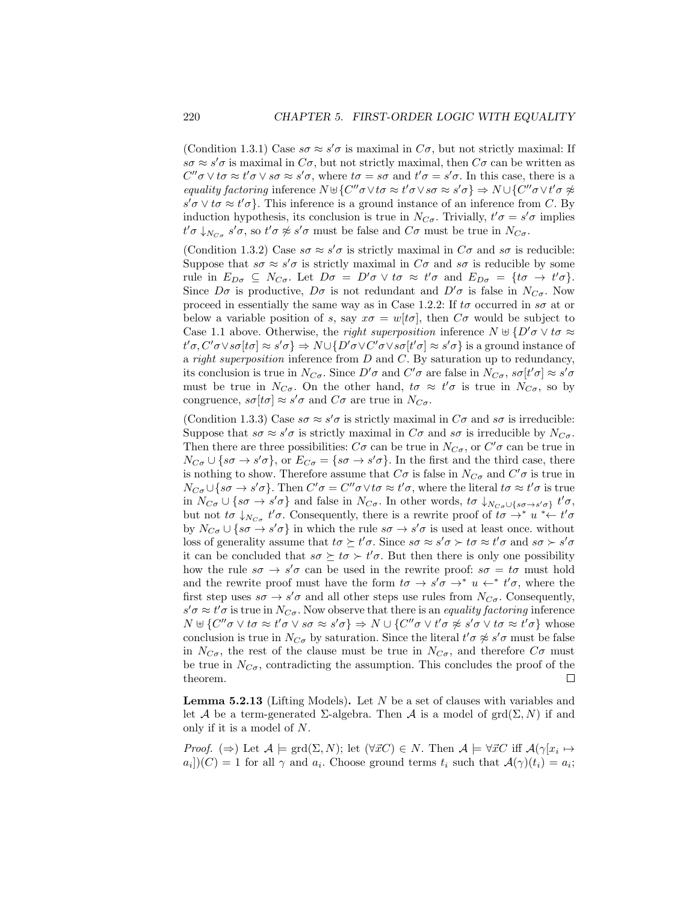(Condition 1.3.1) Case $s\sigma \approx s'\sigma$ is maximal in $C\sigma$, but not strictly maximal: If $s\sigma \approx s'\sigma$ is maximal in $C\sigma$, but not strictly maximal, then $C\sigma$ can be written as $C''\sigma \vee t\sigma \approx t'\sigma \vee s\sigma \approx s'\sigma$, where $t\sigma = s\sigma$ and $t'\sigma = s'\sigma$. In this case, there is a *equality factoring* inference $N \uplus \{C''\sigma \vee t\sigma \approx t'\sigma \vee s\sigma \approx s'\sigma\} \Rightarrow N \cup \{C''\sigma \vee t'\sigma \not\approx s'\sigma \vee t\sigma \approx t'\sigma\}$. This inference is a ground instance of an inference from $C$. By induction hypothesis, its conclusion is true in $N_{C\sigma}$. Trivially, $t'\sigma = s'\sigma$ implies $t'\sigma \downarrow_{N_{C\sigma}} s'\sigma$, so $t'\sigma \not\approx s'\sigma$ must be false and $C\sigma$ must be true in $N_{C\sigma}$.

(Condition 1.3.2) Case $s\sigma \approx s'\sigma$ is strictly maximal in $C\sigma$ and $s\sigma$ is reducible: Suppose that $s\sigma \approx s'\sigma$ is strictly maximal in $C\sigma$ and $s\sigma$ is reducible by some rule in $E_{D\sigma} \subseteq N_{C\sigma}$. Let $D\sigma = D'\sigma \vee t\sigma \approx t'\sigma$ and $E_{D\sigma} = \{t\sigma \rightarrow t'\sigma\}$. Since $D\sigma$ is productive, $D\sigma$ is not redundant and $D'\sigma$ is false in $N_{C\sigma}$. Now proceed in essentially the same way as in Case 1.2.2: If $t\sigma$ occurred in $s\sigma$ at or below a variable position of $s$, say $x\sigma = w[t\sigma]$, then $C\sigma$ would be subject to Case 1.1 above. Otherwise, the *right superposition* inference $N \uplus \{D'\sigma \vee t\sigma \approx t'\sigma, C'\sigma \vee s\sigma[t\sigma] \approx s'\sigma\} \Rightarrow N \cup \{D'\sigma \vee C'\sigma \vee s\sigma[t'\sigma] \approx s'\sigma\}$ is a ground instance of a *right superposition* inference from $D$ and $C$. By saturation up to redundancy, its conclusion is true in $N_{C\sigma}$. Since $D'\sigma$ and $C'\sigma$ are false in $N_{C\sigma}$, $s\sigma[t'\sigma] \approx s'\sigma$ must be true in $N_{C\sigma}$. On the other hand, $t\sigma \approx t'\sigma$ is true in $N_{C\sigma}$, so by congruence, $s\sigma[t\sigma] \approx s'\sigma$ and $C\sigma$ are true in $N_{C\sigma}$.

(Condition 1.3.3) Case $s\sigma \approx s'\sigma$ is strictly maximal in $C\sigma$ and $s\sigma$ is irreducible: Suppose that $s\sigma \approx s'\sigma$ is strictly maximal in $C\sigma$ and $s\sigma$ is irreducible by $N_{C\sigma}$. Then there are three possibilities: $C\sigma$ can be true in $N_{C\sigma}$, or $C'\sigma$ can be true in $N_{C\sigma} \cup \{s\sigma \rightarrow s'\sigma\}$, or $E_{C\sigma} = \{s\sigma \rightarrow s'\sigma\}$. In the first and the third case, there is nothing to show. Therefore assume that $C\sigma$ is false in $N_{C\sigma}$ and $C'\sigma$ is true in $N_{C\sigma} \cup \{s\sigma \rightarrow s'\sigma\}$. Then $C'\sigma = C''\sigma \vee t\sigma \approx t'\sigma$, where the literal $t\sigma \approx t'\sigma$ is true in $N_{C\sigma} \cup \{s\sigma \rightarrow s'\sigma\}$ and false in $N_{C\sigma}$. In other words, $t\sigma \downarrow_{N_{C\sigma} \cup \{s\sigma \rightarrow s'\sigma\}} t'\sigma$, but not $t\sigma \downarrow_{N_{C\sigma}} t'\sigma$. Consequently, there is a rewrite proof of $t\sigma \rightarrow^* u \;^*\!\!\leftarrow t'\sigma$ by $N_{C\sigma} \cup \{s\sigma \rightarrow s'\sigma\}$ in which the rule $s\sigma \rightarrow s'\sigma$ is used at least once. without loss of generality assume that $t\sigma \succeq t'\sigma$. Since $s\sigma \approx s'\sigma \succ t\sigma \approx t'\sigma$ and $s\sigma \succ s'\sigma$ it can be concluded that $s\sigma \succeq t\sigma \succ t'\sigma$. But then there is only one possibility how the rule $s\sigma \rightarrow s'\sigma$ can be used in the rewrite proof: $s\sigma = t\sigma$ must hold and the rewrite proof must have the form $t\sigma \rightarrow s'\sigma \rightarrow^* u \leftarrow^* t'\sigma$, where the first step uses $s\sigma \rightarrow s'\sigma$ and all other steps use rules from $N_{C\sigma}$. Consequently, $s'\sigma \approx t'\sigma$ is true in $N_{C\sigma}$. Now observe that there is an *equality factoring* inference $N \uplus \{C''\sigma \vee t\sigma \approx t'\sigma \vee s\sigma \approx s'\sigma\} \Rightarrow N \cup \{C''\sigma \vee t'\sigma \not\approx s'\sigma \vee t\sigma \approx t'\sigma\}$ whose conclusion is true in $N_{C\sigma}$ by saturation. Since the literal $t'\sigma \not\approx s'\sigma$ must be false in $N_{C\sigma}$, the rest of the clause must be true in $N_{C\sigma}$, and therefore $C\sigma$ must be true in $N_{C\sigma}$, contradicting the assumption. This concludes the proof of the theorem. □

**Lemma 5.2.13** (Lifting Models)**.** Let $N$ be a set of clauses with variables and let $\mathcal{A}$ be a term-generated $\Sigma$-algebra. Then $\mathcal{A}$ is a model of $\operatorname{grd}(\Sigma, N)$ if and only if it is a model of $N$.

*Proof.* ($\Rightarrow$) Let $\mathcal{A} \models \operatorname{grd}(\Sigma, N)$; let $(\forall \vec{x} C) \in N$. Then $\mathcal{A} \models \forall \vec{x} C$ iff $\mathcal{A}(\gamma[x_i \mapsto a_i])(C) = 1$ for all $\gamma$ and $a_i$. Choose ground terms $t_i$ such that $\mathcal{A}(\gamma)(t_i) = a_i$;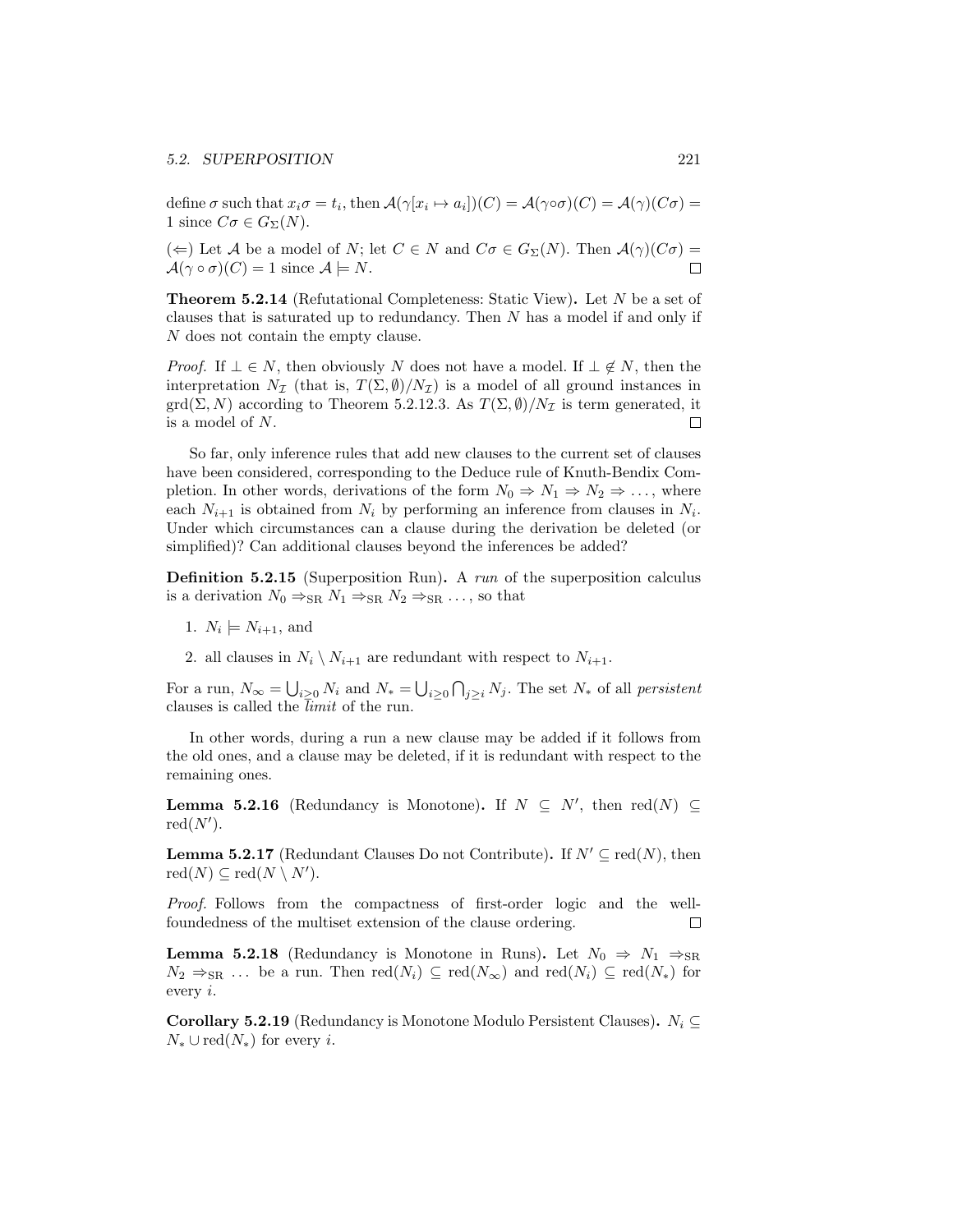define $\sigma$ such that $x_i\sigma = t_i$, then $\mathcal{A}(\gamma[x_i \mapsto a_i])(C) = \mathcal{A}(\gamma\circ\sigma)(C) = \mathcal{A}(\gamma)(C\sigma) = 1$ since $C\sigma \in G_\Sigma(N)$.

($\Leftarrow$) Let $\mathcal{A}$ be a model of $N$; let $C \in N$ and $C\sigma \in G_\Sigma(N)$. Then $\mathcal{A}(\gamma)(C\sigma) = \mathcal{A}(\gamma \circ \sigma)(C) = 1$ since $\mathcal{A} \models N$. □

**Theorem 5.2.14** (Refutational Completeness: Static View)**.** Let $N$ be a set of clauses that is saturated up to redundancy. Then $N$ has a model if and only if $N$ does not contain the empty clause.

*Proof.* If $\bot \in N$, then obviously $N$ does not have a model. If $\bot \notin N$, then the interpretation $N_\mathcal{I}$ (that is, $T(\Sigma, \emptyset)/N_\mathcal{I}$) is a model of all ground instances in $\text{grd}(\Sigma, N)$ according to Theorem 5.2.12.3. As $T(\Sigma, \emptyset)/N_\mathcal{I}$ is term generated, it is a model of $N$. □

So far, only inference rules that add new clauses to the current set of clauses have been considered, corresponding to the Deduce rule of Knuth-Bendix Completion. In other words, derivations of the form $N_0 \Rightarrow N_1 \Rightarrow N_2 \Rightarrow \dots$, where each $N_{i+1}$ is obtained from $N_i$ by performing an inference from clauses in $N_i$. Under which circumstances can a clause during the derivation be deleted (or simplified)? Can additional clauses beyond the inferences be added?

**Definition 5.2.15** (Superposition Run)**.** A *run* of the superposition calculus is a derivation $N_0 \Rightarrow_{\text{SR}} N_1 \Rightarrow_{\text{SR}} N_2 \Rightarrow_{\text{SR}} \dots$, so that

1. $N_i \models N_{i+1}$, and
2. all clauses in $N_i \setminus N_{i+1}$ are redundant with respect to $N_{i+1}$.

For a run, $N_\infty = \bigcup_{i\geq 0} N_i$ and $N_* = \bigcup_{i\geq 0} \bigcap_{j\geq i} N_j$. The set $N_*$ of all *persistent* clauses is called the *limit* of the run.

In other words, during a run a new clause may be added if it follows from the old ones, and a clause may be deleted, if it is redundant with respect to the remaining ones.

**Lemma 5.2.16** (Redundancy is Monotone)**.** If $N \subseteq N'$, then $\text{red}(N) \subseteq \text{red}(N')$.

**Lemma 5.2.17** (Redundant Clauses Do not Contribute)**.** If $N' \subseteq \text{red}(N)$, then $\text{red}(N) \subseteq \text{red}(N \setminus N')$.

*Proof.* Follows from the compactness of first-order logic and the well-foundedness of the multiset extension of the clause ordering. □

**Lemma 5.2.18** (Redundancy is Monotone in Runs)**.** Let $N_0 \Rightarrow N_1 \Rightarrow_{\text{SR}} N_2 \Rightarrow_{\text{SR}} \dots$ be a run. Then $\text{red}(N_i) \subseteq \text{red}(N_\infty)$ and $\text{red}(N_i) \subseteq \text{red}(N_*)$ for every $i$.

**Corollary 5.2.19** (Redundancy is Monotone Modulo Persistent Clauses)**.** $N_i \subseteq N_* \cup \text{red}(N_*)$ for every $i$.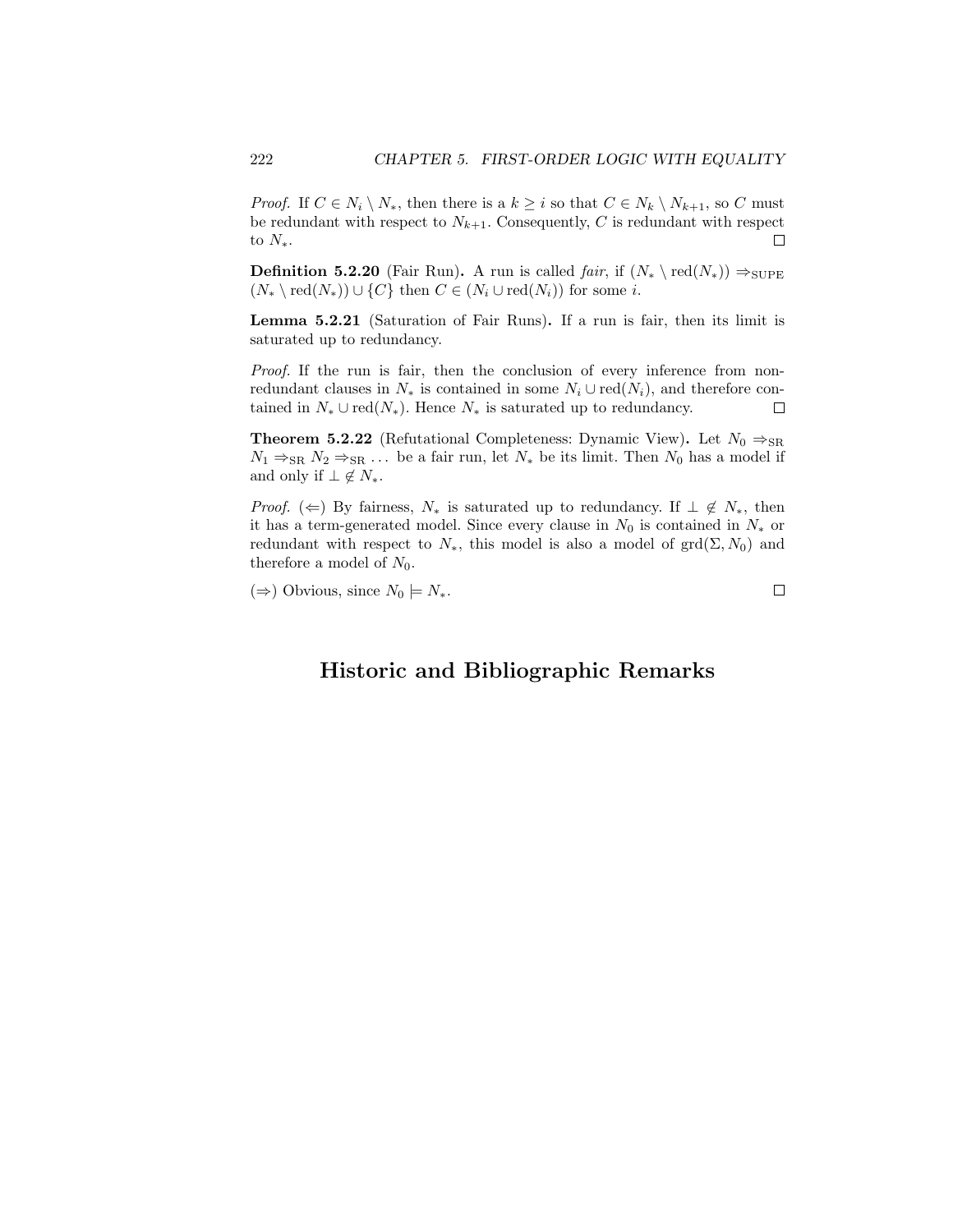*Proof.* If $C \in N_i \setminus N_*$, then there is a $k \geq i$ so that $C \in N_k \setminus N_{k+1}$, so $C$ must be redundant with respect to $N_{k+1}$. Consequently, $C$ is redundant with respect to $N_*$. □

**Definition 5.2.20** (Fair Run)**.** A run is called *fair*, if $(N_* \setminus \text{red}(N_*)) \Rightarrow_{\text{SUPE}} (N_* \setminus \text{red}(N_*)) \cup \{C\}$ then $C \in (N_i \cup \text{red}(N_i))$ for some $i$.

**Lemma 5.2.21** (Saturation of Fair Runs)**.** If a run is fair, then its limit is saturated up to redundancy.

*Proof.* If the run is fair, then the conclusion of every inference from non-redundant clauses in $N_*$ is contained in some $N_i \cup \text{red}(N_i)$, and therefore contained in $N_* \cup \text{red}(N_*)$. Hence $N_*$ is saturated up to redundancy. □

**Theorem 5.2.22** (Refutational Completeness: Dynamic View)**.** Let $N_0 \Rightarrow_{\text{SR}} N_1 \Rightarrow_{\text{SR}} N_2 \Rightarrow_{\text{SR}} \ldots$ be a fair run, let $N_*$ be its limit. Then $N_0$ has a model if and only if $\bot \notin N_*$.

*Proof.* ($\Leftarrow$) By fairness, $N_*$ is saturated up to redundancy. If $\bot \notin N_*$, then it has a term-generated model. Since every clause in $N_0$ is contained in $N_*$ or redundant with respect to $N_*$, this model is also a model of $\text{grd}(\Sigma, N_0)$ and therefore a model of $N_0$.

($\Rightarrow$) Obvious, since $N_0 \models N_*$. □

## Historic and Bibliographic Remarks